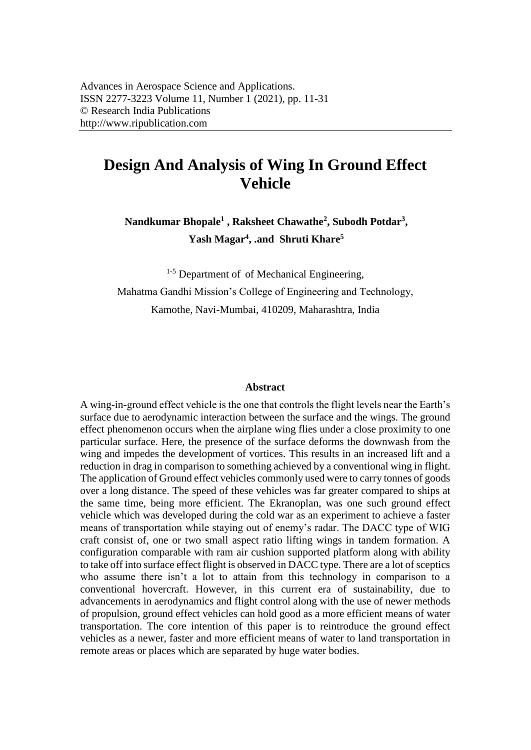Advances in Aerospace Science and Applications.
ISSN 2277-3223 Volume 11, Number 1 (2021), pp. 11-31
© Research India Publications
http://www.ripublication.com

# Design And Analysis of Wing In Ground Effect Vehicle

**Nandkumar Bhopale[1] , Raksheet Chawathe[2], Subodh Potdar[3], Yash Magar[4], .and Shruti Khare[5]**

[1-5] Department of of Mechanical Engineering,
Mahatma Gandhi Mission's College of Engineering and Technology,
Kamothe, Navi-Mumbai, 410209, Maharashtra, India

## Abstract

A wing-in-ground effect vehicle is the one that controls the flight levels near the Earth's surface due to aerodynamic interaction between the surface and the wings. The ground effect phenomenon occurs when the airplane wing flies under a close proximity to one particular surface. Here, the presence of the surface deforms the downwash from the wing and impedes the development of vortices. This results in an increased lift and a reduction in drag in comparison to something achieved by a conventional wing in flight. The application of Ground effect vehicles commonly used were to carry tonnes of goods over a long distance. The speed of these vehicles was far greater compared to ships at the same time, being more efficient. The Ekranoplan, was one such ground effect vehicle which was developed during the cold war as an experiment to achieve a faster means of transportation while staying out of enemy's radar. The DACC type of WIG craft consist of, one or two small aspect ratio lifting wings in tandem formation. A configuration comparable with ram air cushion supported platform along with ability to take off into surface effect flight is observed in DACC type. There are a lot of sceptics who assume there isn't a lot to attain from this technology in comparison to a conventional hovercraft. However, in this current era of sustainability, due to advancements in aerodynamics and flight control along with the use of newer methods of propulsion, ground effect vehicles can hold good as a more efficient means of water transportation. The core intention of this paper is to reintroduce the ground effect vehicles as a newer, faster and more efficient means of water to land transportation in remote areas or places which are separated by huge water bodies.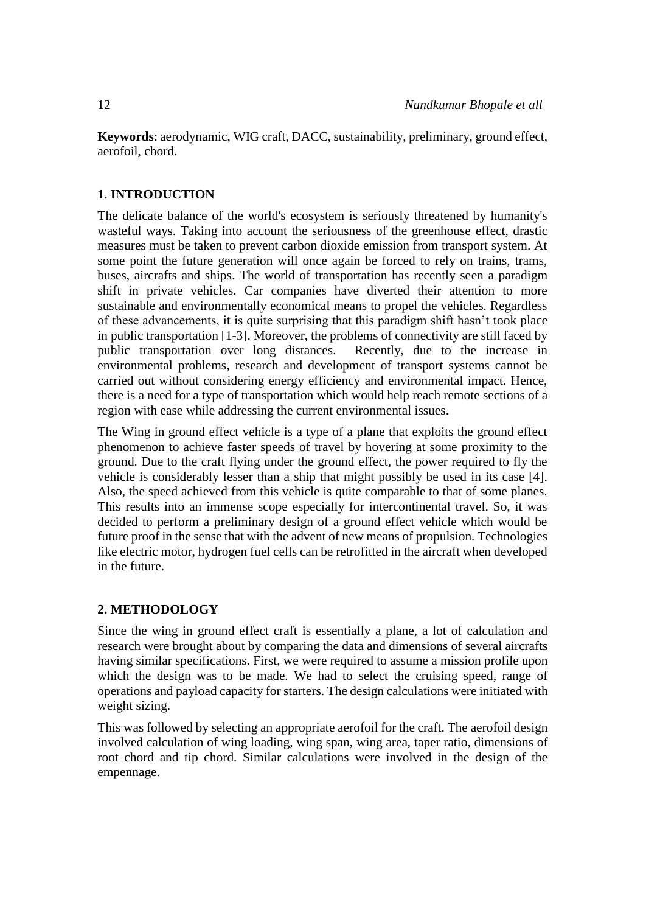**Keywords**: aerodynamic, WIG craft, DACC, sustainability, preliminary, ground effect, aerofoil, chord.

## 1. INTRODUCTION

The delicate balance of the world's ecosystem is seriously threatened by humanity's wasteful ways. Taking into account the seriousness of the greenhouse effect, drastic measures must be taken to prevent carbon dioxide emission from transport system. At some point the future generation will once again be forced to rely on trains, trams, buses, aircrafts and ships. The world of transportation has recently seen a paradigm shift in private vehicles. Car companies have diverted their attention to more sustainable and environmentally economical means to propel the vehicles. Regardless of these advancements, it is quite surprising that this paradigm shift hasn't took place in public transportation [1-3]. Moreover, the problems of connectivity are still faced by public transportation over long distances. Recently, due to the increase in environmental problems, research and development of transport systems cannot be carried out without considering energy efficiency and environmental impact. Hence, there is a need for a type of transportation which would help reach remote sections of a region with ease while addressing the current environmental issues.

The Wing in ground effect vehicle is a type of a plane that exploits the ground effect phenomenon to achieve faster speeds of travel by hovering at some proximity to the ground. Due to the craft flying under the ground effect, the power required to fly the vehicle is considerably lesser than a ship that might possibly be used in its case [4]. Also, the speed achieved from this vehicle is quite comparable to that of some planes. This results into an immense scope especially for intercontinental travel. So, it was decided to perform a preliminary design of a ground effect vehicle which would be future proof in the sense that with the advent of new means of propulsion. Technologies like electric motor, hydrogen fuel cells can be retrofitted in the aircraft when developed in the future.

## 2. METHODOLOGY

Since the wing in ground effect craft is essentially a plane, a lot of calculation and research were brought about by comparing the data and dimensions of several aircrafts having similar specifications. First, we were required to assume a mission profile upon which the design was to be made. We had to select the cruising speed, range of operations and payload capacity for starters. The design calculations were initiated with weight sizing.

This was followed by selecting an appropriate aerofoil for the craft. The aerofoil design involved calculation of wing loading, wing span, wing area, taper ratio, dimensions of root chord and tip chord. Similar calculations were involved in the design of the empennage.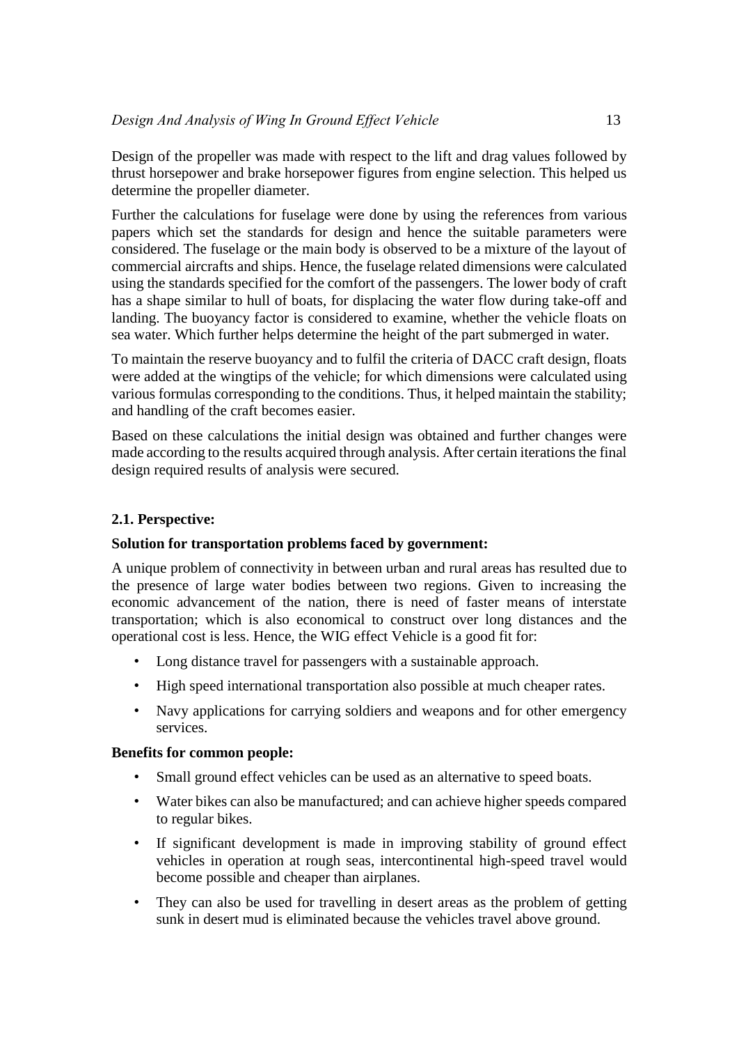Design of the propeller was made with respect to the lift and drag values followed by thrust horsepower and brake horsepower figures from engine selection. This helped us determine the propeller diameter.

Further the calculations for fuselage were done by using the references from various papers which set the standards for design and hence the suitable parameters were considered. The fuselage or the main body is observed to be a mixture of the layout of commercial aircrafts and ships. Hence, the fuselage related dimensions were calculated using the standards specified for the comfort of the passengers. The lower body of craft has a shape similar to hull of boats, for displacing the water flow during take-off and landing. The buoyancy factor is considered to examine, whether the vehicle floats on sea water. Which further helps determine the height of the part submerged in water.

To maintain the reserve buoyancy and to fulfil the criteria of DACC craft design, floats were added at the wingtips of the vehicle; for which dimensions were calculated using various formulas corresponding to the conditions. Thus, it helped maintain the stability; and handling of the craft becomes easier.

Based on these calculations the initial design was obtained and further changes were made according to the results acquired through analysis. After certain iterations the final design required results of analysis were secured.

### 2.1. Perspective:

**Solution for transportation problems faced by government:**

A unique problem of connectivity in between urban and rural areas has resulted due to the presence of large water bodies between two regions. Given to increasing the economic advancement of the nation, there is need of faster means of interstate transportation; which is also economical to construct over long distances and the operational cost is less. Hence, the WIG effect Vehicle is a good fit for:

- Long distance travel for passengers with a sustainable approach.
- High speed international transportation also possible at much cheaper rates.
- Navy applications for carrying soldiers and weapons and for other emergency services.

**Benefits for common people:**

- Small ground effect vehicles can be used as an alternative to speed boats.
- Water bikes can also be manufactured; and can achieve higher speeds compared to regular bikes.
- If significant development is made in improving stability of ground effect vehicles in operation at rough seas, intercontinental high-speed travel would become possible and cheaper than airplanes.
- They can also be used for travelling in desert areas as the problem of getting sunk in desert mud is eliminated because the vehicles travel above ground.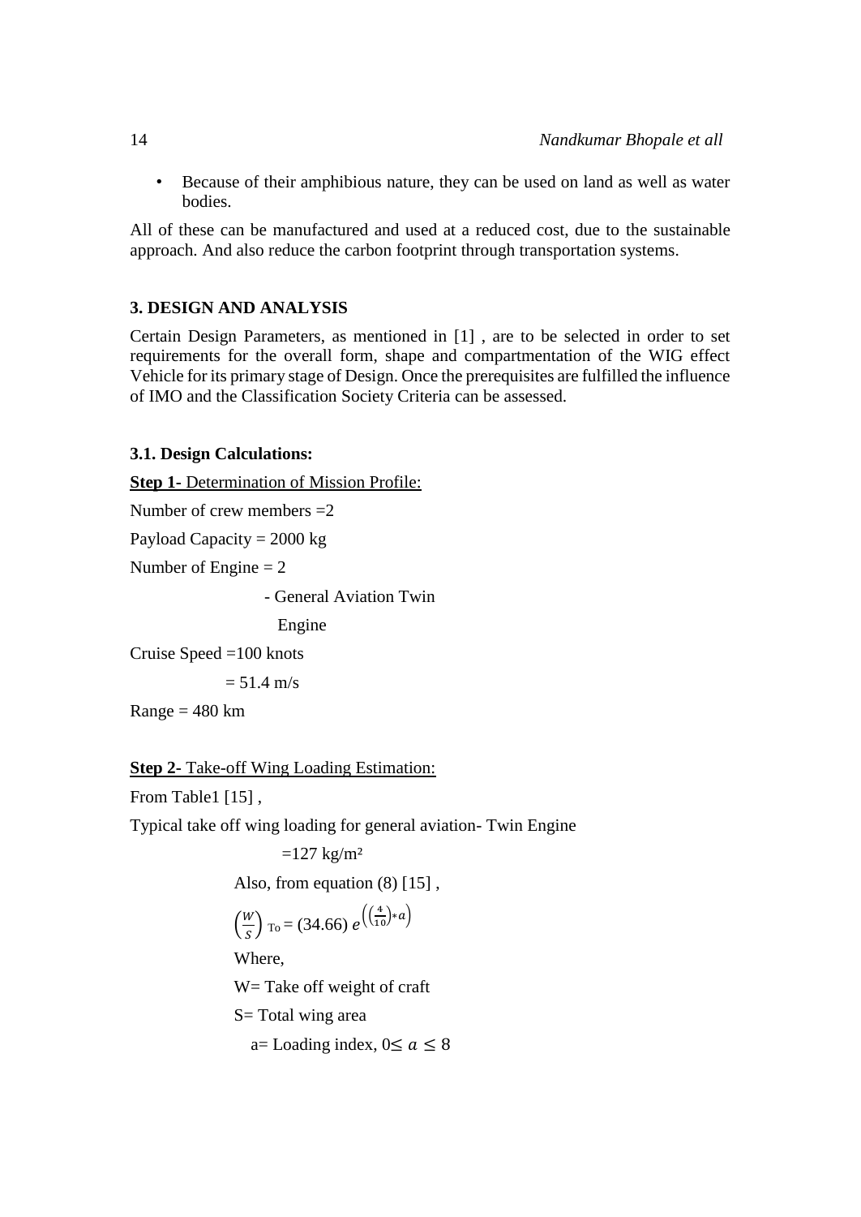- Because of their amphibious nature, they can be used on land as well as water bodies.

All of these can be manufactured and used at a reduced cost, due to the sustainable approach. And also reduce the carbon footprint through transportation systems.

## 3. DESIGN AND ANALYSIS

Certain Design Parameters, as mentioned in [1] , are to be selected in order to set requirements for the overall form, shape and compartmentation of the WIG effect Vehicle for its primary stage of Design. Once the prerequisites are fulfilled the influence of IMO and the Classification Society Criteria can be assessed.

### 3.1. Design Calculations:

**Step 1**- <u>Determination of Mission Profile:</u>

Number of crew members =2

Payload Capacity = 2000 kg

Number of Engine = 2

- General Aviation Twin Engine

Cruise Speed =100 knots

= 51.4 m/s

Range = 480 km

**Step 2**- <u>Take-off Wing Loading Estimation:</u>

From Table1 [15] ,

Typical take off wing loading for general aviation- Twin Engine

=127 kg/m²

Also, from equation (8) [15] ,

$$\left(\frac{W}{S}\right)_{\text{To}} = (34.66)\, e^{\left(\left(\frac{4}{10}\right)*a\right)}$$

Where,

W= Take off weight of craft

S= Total wing area

a= Loading index, $0 \leq a \leq 8$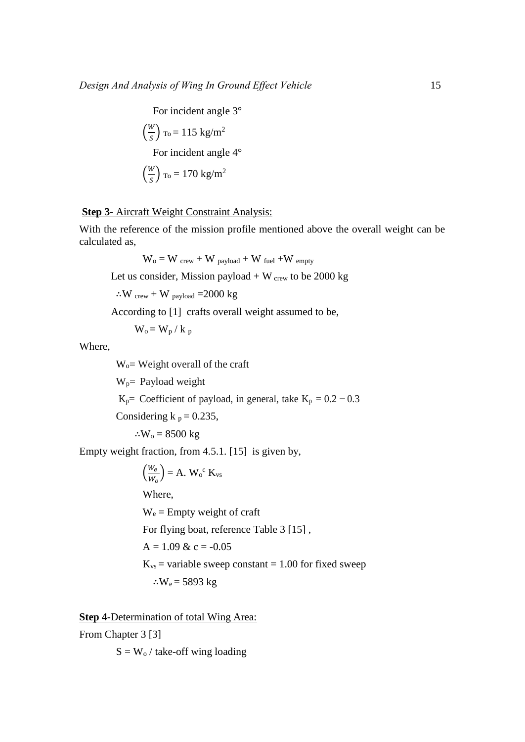For incident angle 3°

$$\left(\frac{W}{S}\right)_{To} = 115 \text{ kg/m}^2$$

For incident angle 4°

$$\left(\frac{W}{S}\right)_{To} = 170 \text{ kg/m}^2$$

**Step 3-** Aircraft Weight Constraint Analysis:

With the reference of the mission profile mentioned above the overall weight can be calculated as,

$$W_o = W_{crew} + W_{payload} + W_{fuel} + W_{empty}$$

Let us consider, Mission payload + $W_{crew}$ to be 2000 kg

$$\therefore W_{crew} + W_{payload} = 2000 \text{ kg}$$

According to [1] crafts overall weight assumed to be,

$$W_o = W_p / k_p$$

Where,

$W_o$= Weight overall of the craft

$W_p$= Payload weight

$K_p$= Coefficient of payload, in general, take $K_p = 0.2 - 0.3$

Considering $k_p = 0.235$,

$$\therefore W_o = 8500 \text{ kg}$$

Empty weight fraction, from 4.5.1. [15] is given by,

$$\left(\frac{W_e}{W_o}\right) = A.\ W_o^{c}\ K_{vs}$$

Where,

$W_e$ = Empty weight of craft

For flying boat, reference Table 3 [15] ,

$A = 1.09$ & $c = -0.05$

$K_{vs}$ = variable sweep constant = 1.00 for fixed sweep

$$\therefore W_e = 5893 \text{ kg}$$

**Step 4-**Determination of total Wing Area:

From Chapter 3 [3]

$$S = W_o / \text{take-off wing loading}$$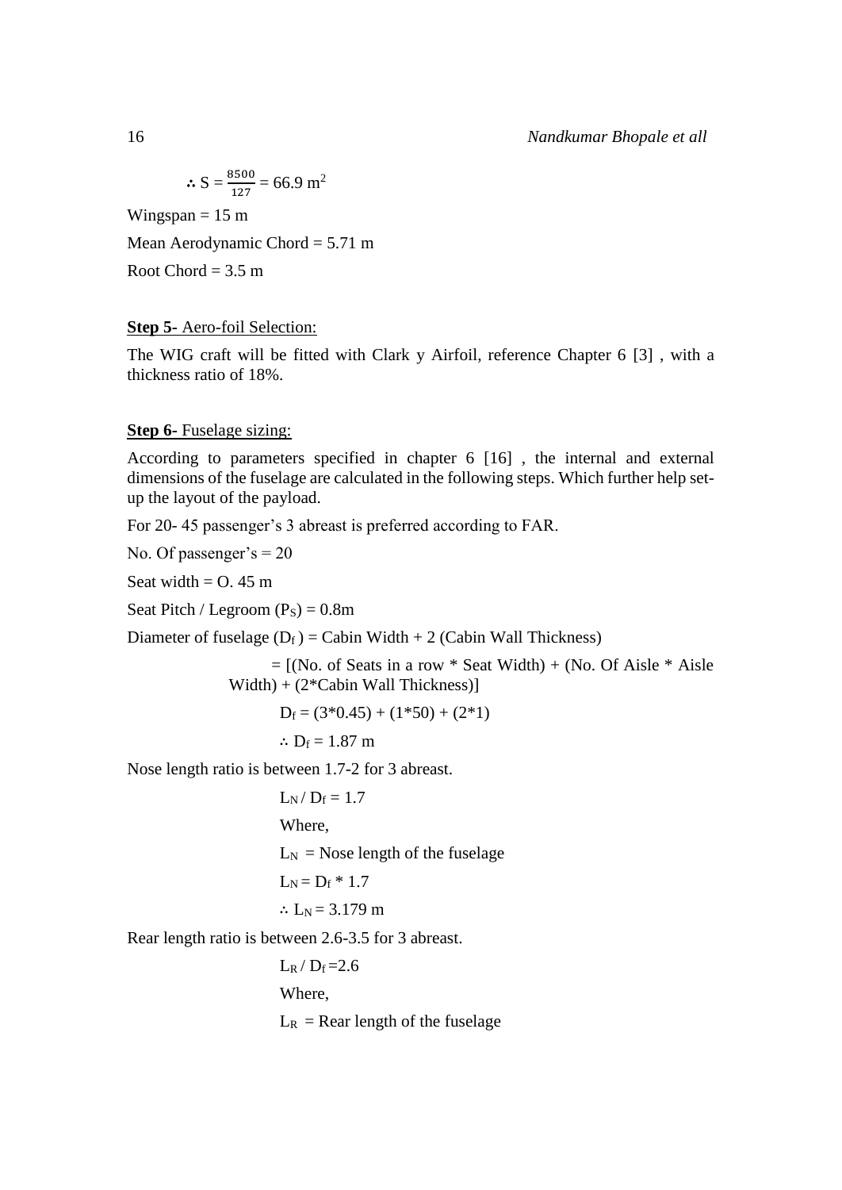$\therefore S = \frac{8500}{127} = 66.9 \text{ m}^2$

Wingspan = 15 m

Mean Aerodynamic Chord = 5.71 m

Root Chord = 3.5 m

**Step 5**- Aero-foil Selection:

The WIG craft will be fitted with Clark y Airfoil, reference Chapter 6 [3] , with a thickness ratio of 18%.

**Step 6**- Fuselage sizing:

According to parameters specified in chapter 6 [16] , the internal and external dimensions of the fuselage are calculated in the following steps. Which further help set-up the layout of the payload.

For 20- 45 passenger's 3 abreast is preferred according to FAR.

No. Of passenger's = 20

Seat width = O. 45 m

Seat Pitch / Legroom ($P_S$) = 0.8m

Diameter of fuselage ($D_f$ ) = Cabin Width + 2 (Cabin Wall Thickness)

= [(No. of Seats in a row * Seat Width) + (No. Of Aisle * Aisle Width) + (2*Cabin Wall Thickness)]

$D_f = (3*0.45) + (1*50) + (2*1)$

$\therefore D_f = 1.87$ m

Nose length ratio is between 1.7-2 for 3 abreast.

$L_N / D_f = 1.7$

Where,

$L_N$ = Nose length of the fuselage

$L_N = D_f * 1.7$

$\therefore L_N = 3.179$ m

Rear length ratio is between 2.6-3.5 for 3 abreast.

$L_R / D_f = 2.6$

Where,

$L_R$ = Rear length of the fuselage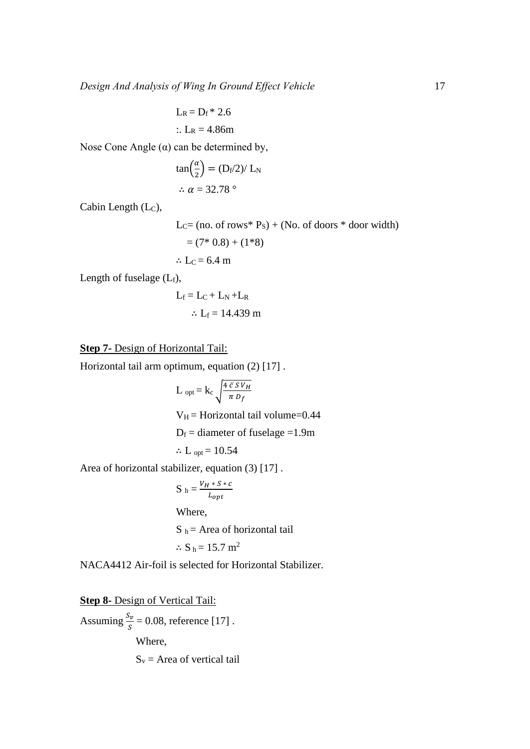$$L_R = D_f * 2.6$$

$$\therefore L_R = 4.86\text{m}$$

Nose Cone Angle (α) can be determined by,

$$\tan\left(\frac{\alpha}{2}\right) = (D_f/2)/\ L_N$$

$$\therefore \alpha = 32.78\ °$$

Cabin Length ($L_C$),

$$L_C = (\text{no. of rows}*\ P_S) + (\text{No. of doors} * \text{door width})$$

$$= (7*\ 0.8) + (1*8)$$

$$\therefore L_C = 6.4\ \text{m}$$

Length of fuselage ($L_f$),

$$L_f = L_C + L_N + L_R$$

$$\therefore L_f = 14.439\ \text{m}$$

**Step 7-** Design of Horizontal Tail:

Horizontal tail arm optimum, equation (2) [17] .

$$L_{opt} = k_c \sqrt{\frac{4\ \bar{c}\ S V_H}{\pi\ D_f}}$$

$V_H$ = Horizontal tail volume=0.44

$D_f$ = diameter of fuselage =1.9m

$$\therefore L_{opt} = 10.54$$

Area of horizontal stabilizer, equation (3) [17] .

$$S_h = \frac{V_H * S * c}{L_{opt}}$$

Where,

$S_h$ = Area of horizontal tail

$$\therefore S_h = 15.7\ \text{m}^2$$

NACA4412 Air-foil is selected for Horizontal Stabilizer.

**Step 8-** Design of Vertical Tail:

Assuming $\frac{S_v}{S} = 0.08$, reference [17] .

Where,

$S_v$ = Area of vertical tail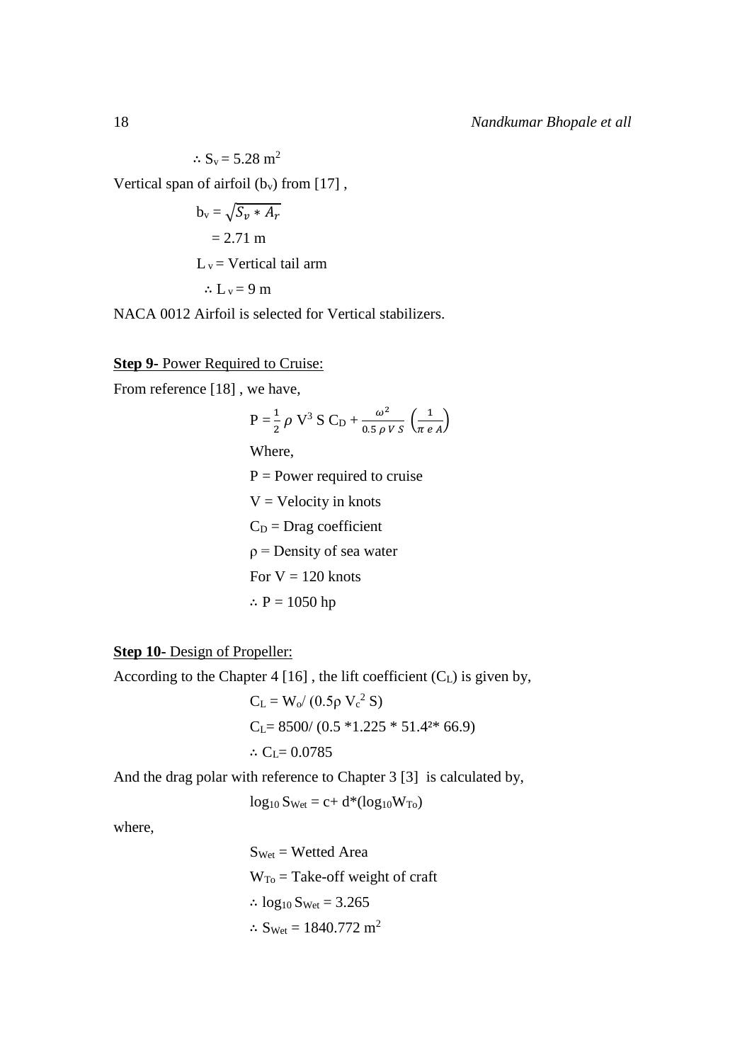$\therefore S_v = 5.28 \text{ m}^2$

Vertical span of airfoil ($b_v$) from [17] ,

$$b_v = \sqrt{S_v * A_r}$$

$$= 2.71 \text{ m}$$

$L_v$ = Vertical tail arm

$\therefore L_v = 9 \text{ m}$

NACA 0012 Airfoil is selected for Vertical stabilizers.

**Step 9-** Power Required to Cruise:

From reference [18] , we have,

$$P = \frac{1}{2} \rho V^3 S C_D + \frac{\omega^2}{0.5 \rho V S} \left(\frac{1}{\pi e A}\right)$$

Where,

P = Power required to cruise

V = Velocity in knots

$C_D$ = Drag coefficient

ρ = Density of sea water

For V = 120 knots

$\therefore P = 1050 \text{ hp}$

**Step 10-** Design of Propeller:

According to the Chapter 4 [16] , the lift coefficient ($C_L$) is given by,

$$C_L = W_o / (0.5 \rho V_c^2 S)$$

$$C_L = 8500 / (0.5 * 1.225 * 51.4^2 * 66.9)$$

$$\therefore C_L = 0.0785$$

And the drag polar with reference to Chapter 3 [3] is calculated by,

$$\log_{10} S_{Wet} = c + d*(\log_{10} W_{To})$$

where,

$S_{Wet}$ = Wetted Area

$W_{To}$ = Take-off weight of craft

$\therefore \log_{10} S_{Wet} = 3.265$

$\therefore S_{Wet} = 1840.772 \text{ m}^2$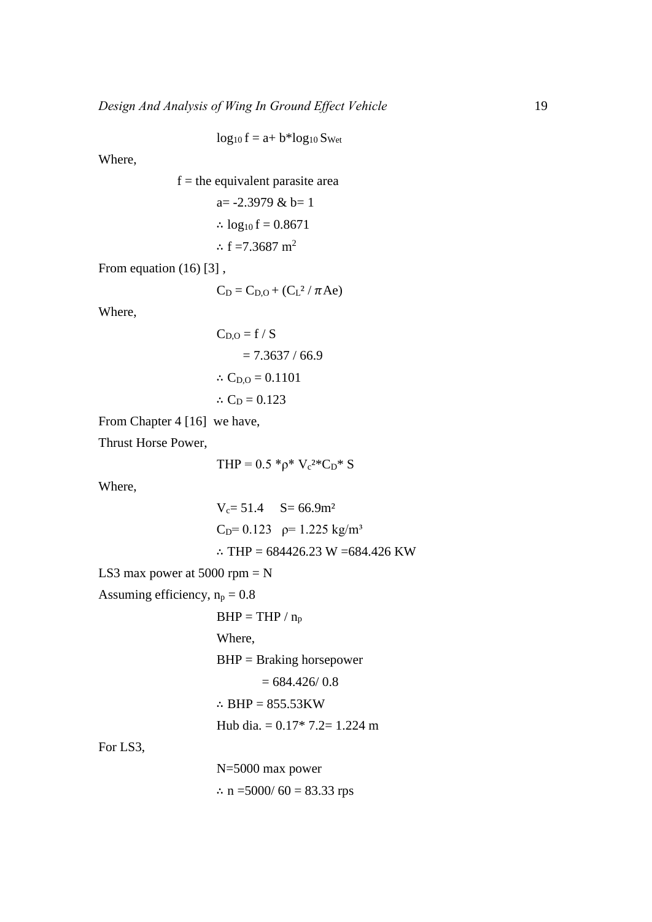$$\log_{10} f = a + b*\log_{10} S_{Wet}$$

Where,

f = the equivalent parasite area

$a = -2.3979$ & $b = 1$

$\therefore \log_{10} f = 0.8671$

$\therefore f = 7.3687 \text{ m}^2$

From equation (16) [3] ,

$$C_D = C_{D,O} + (C_L^2 / \pi Ae)$$

Where,

$$C_{D,O} = f / S$$

$$= 7.3637 / 66.9$$

$\therefore C_{D,O} = 0.1101$

$\therefore C_D = 0.123$

From Chapter 4 [16] we have,

Thrust Horse Power,

$$THP = 0.5 *\rho* V_c^2*C_D* S$$

Where,

$V_c = 51.4$ $S = 66.9\text{m}^2$

$C_D = 0.123$ $\rho = 1.225 \text{ kg/m}^3$

$\therefore$ THP = 684426.23 W =684.426 KW

LS3 max power at 5000 rpm = N

Assuming efficiency, $n_p = 0.8$

$$BHP = THP / n_p$$

Where,

BHP = Braking horsepower

= 684.426/ 0.8

$\therefore$ BHP = 855.53KW

Hub dia. = 0.17* 7.2= 1.224 m

For LS3,

N=5000 max power

$\therefore$ n =5000/ 60 = 83.33 rps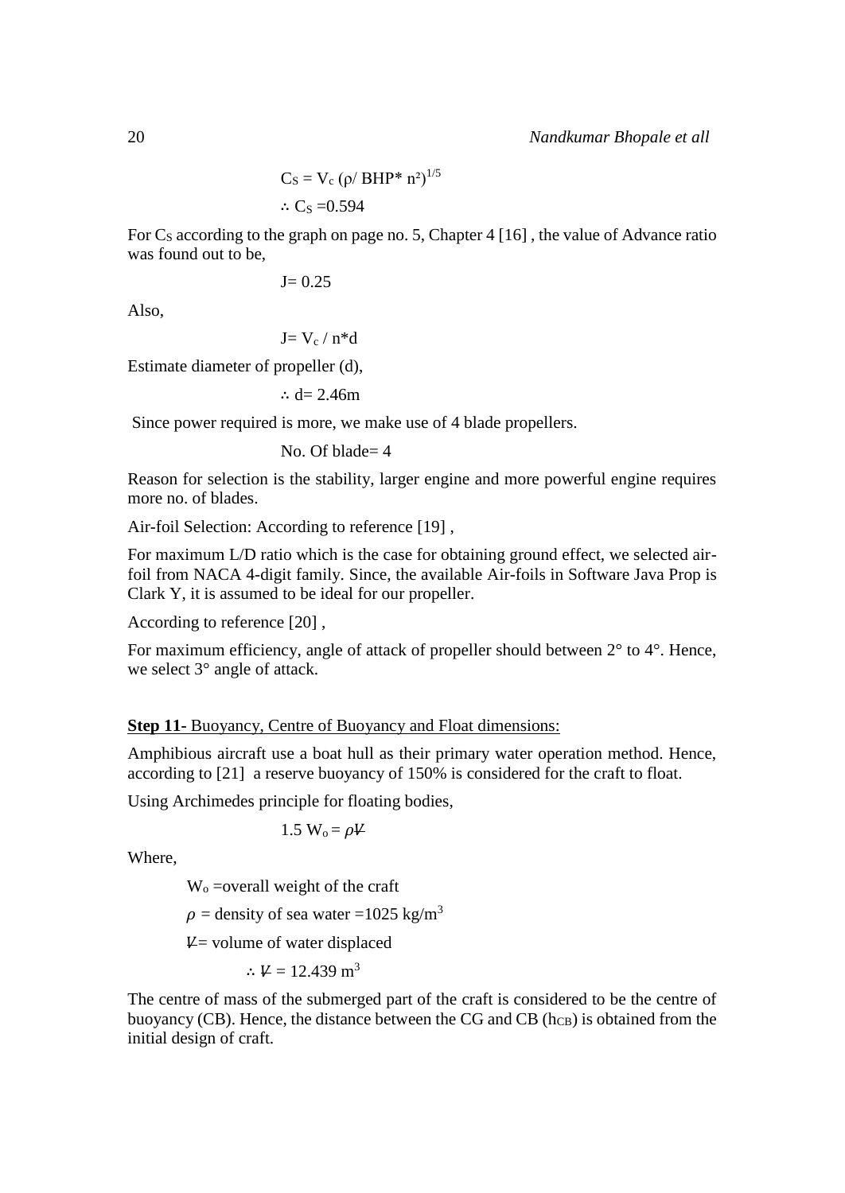$$C_S = V_c\,(\rho/\,BHP^{*}\,n^2)^{1/5}$$

$$\therefore C_S = 0.594$$

For $C_S$ according to the graph on page no. 5, Chapter 4 [16] , the value of Advance ratio was found out to be,

$$J = 0.25$$

Also,

$$J = V_c\,/\,n^{*}d$$

Estimate diameter of propeller (d),

$$\therefore d = 2.46\text{m}$$

Since power required is more, we make use of 4 blade propellers.

No. Of blade= 4

Reason for selection is the stability, larger engine and more powerful engine requires more no. of blades.

Air-foil Selection: According to reference [19] ,

For maximum L/D ratio which is the case for obtaining ground effect, we selected air-foil from NACA 4-digit family. Since, the available Air-foils in Software Java Prop is Clark Y, it is assumed to be ideal for our propeller.

According to reference [20] ,

For maximum efficiency, angle of attack of propeller should between 2° to 4°. Hence, we select 3° angle of attack.

**Step 11**- Buoyancy, Centre of Buoyancy and Float dimensions:

Amphibious aircraft use a boat hull as their primary water operation method. Hence, according to [21] a reserve buoyancy of 150% is considered for the craft to float.

Using Archimedes principle for floating bodies,

$$1.5\,W_o = \rho \forall$$

Where,

$W_o$ =overall weight of the craft

$\rho$ = density of sea water =1025 kg/m$^3$

$\forall$= volume of water displaced

$$\therefore \forall = 12.439\ \text{m}^3$$

The centre of mass of the submerged part of the craft is considered to be the centre of buoyancy (CB). Hence, the distance between the CG and CB ($h_{CB}$) is obtained from the initial design of craft.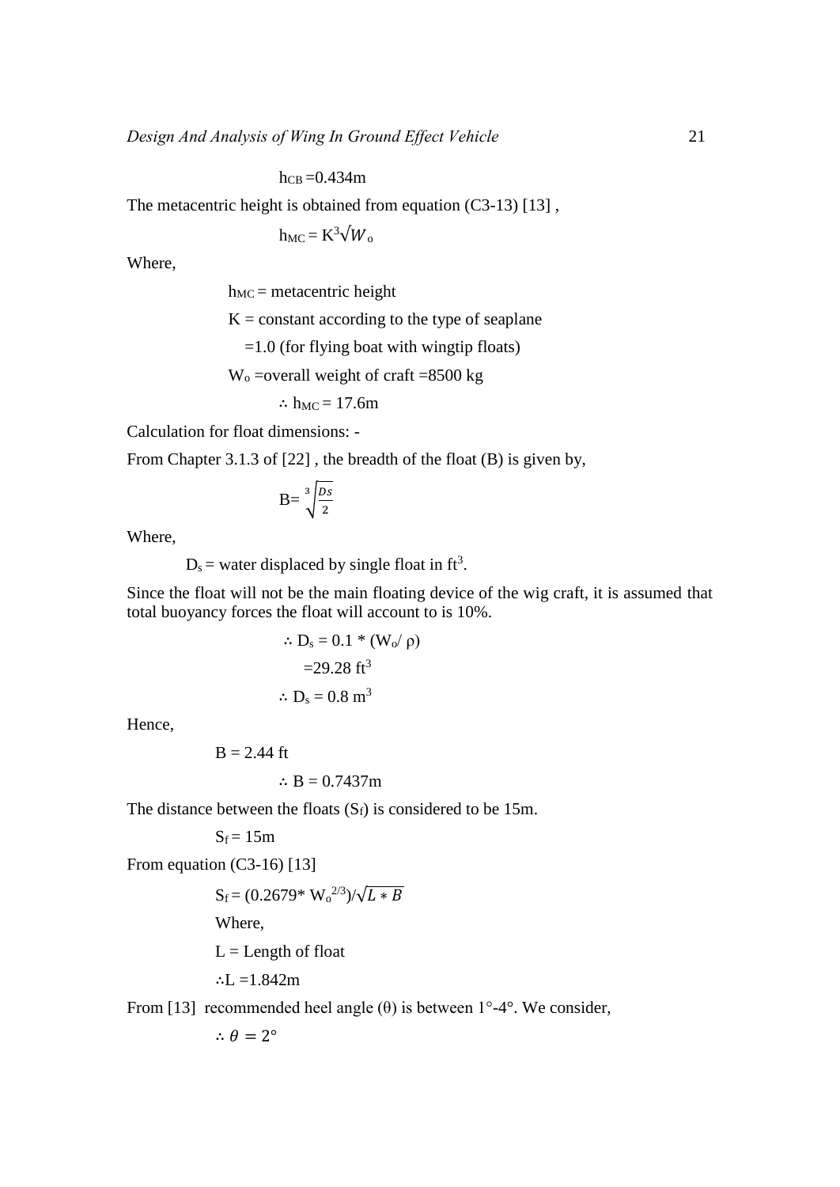$$h_{CB} = 0.434\text{m}$$

The metacentric height is obtained from equation (C3-13) [13] ,

$$h_{MC} = K^3\sqrt{W}_o$$

Where,

$h_{MC}$ = metacentric height

K = constant according to the type of seaplane

=1.0 (for flying boat with wingtip floats)

$W_o$ =overall weight of craft =8500 kg

$$\therefore h_{MC} = 17.6\text{m}$$

Calculation for float dimensions: -

From Chapter 3.1.3 of [22] , the breadth of the float (B) is given by,

$$B = \sqrt[3]{\frac{Ds}{2}}$$

Where,

$D_s$ = water displaced by single float in $ft^3$.

Since the float will not be the main floating device of the wig craft, it is assumed that total buoyancy forces the float will account to is 10%.

$$\therefore D_s = 0.1 * (W_o / \rho)$$

$$= 29.28 \text{ ft}^3$$

$$\therefore D_s = 0.8 \text{ m}^3$$

Hence,

$$B = 2.44 \text{ ft}$$

$$\therefore B = 0.7437\text{m}$$

The distance between the floats ($S_f$) is considered to be 15m.

$$S_f = 15\text{m}$$

From equation (C3-16) [13]

$$S_f = (0.2679 * W_o^{2/3}) / \sqrt{L * B}$$

Where,

L = Length of float

$$\therefore L = 1.842\text{m}$$

From [13] recommended heel angle (θ) is between 1°-4°. We consider,

$$\therefore \theta = 2°$$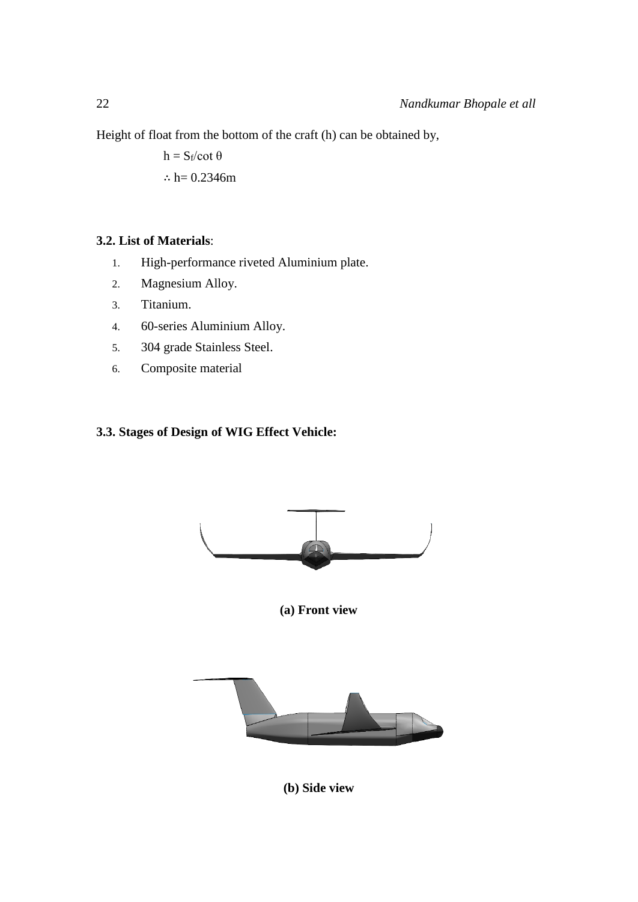Height of float from the bottom of the craft (h) can be obtained by,

$$h = S_f/\cot \theta$$

$$\therefore h = 0.2346\text{m}$$

### 3.2. List of Materials:

1. High-performance riveted Aluminium plate.
2. Magnesium Alloy.
3. Titanium.
4. 60-series Aluminium Alloy.
5. 304 grade Stainless Steel.
6. Composite material

### 3.3. Stages of Design of WIG Effect Vehicle:

**(a) Front view**

**(b) Side view**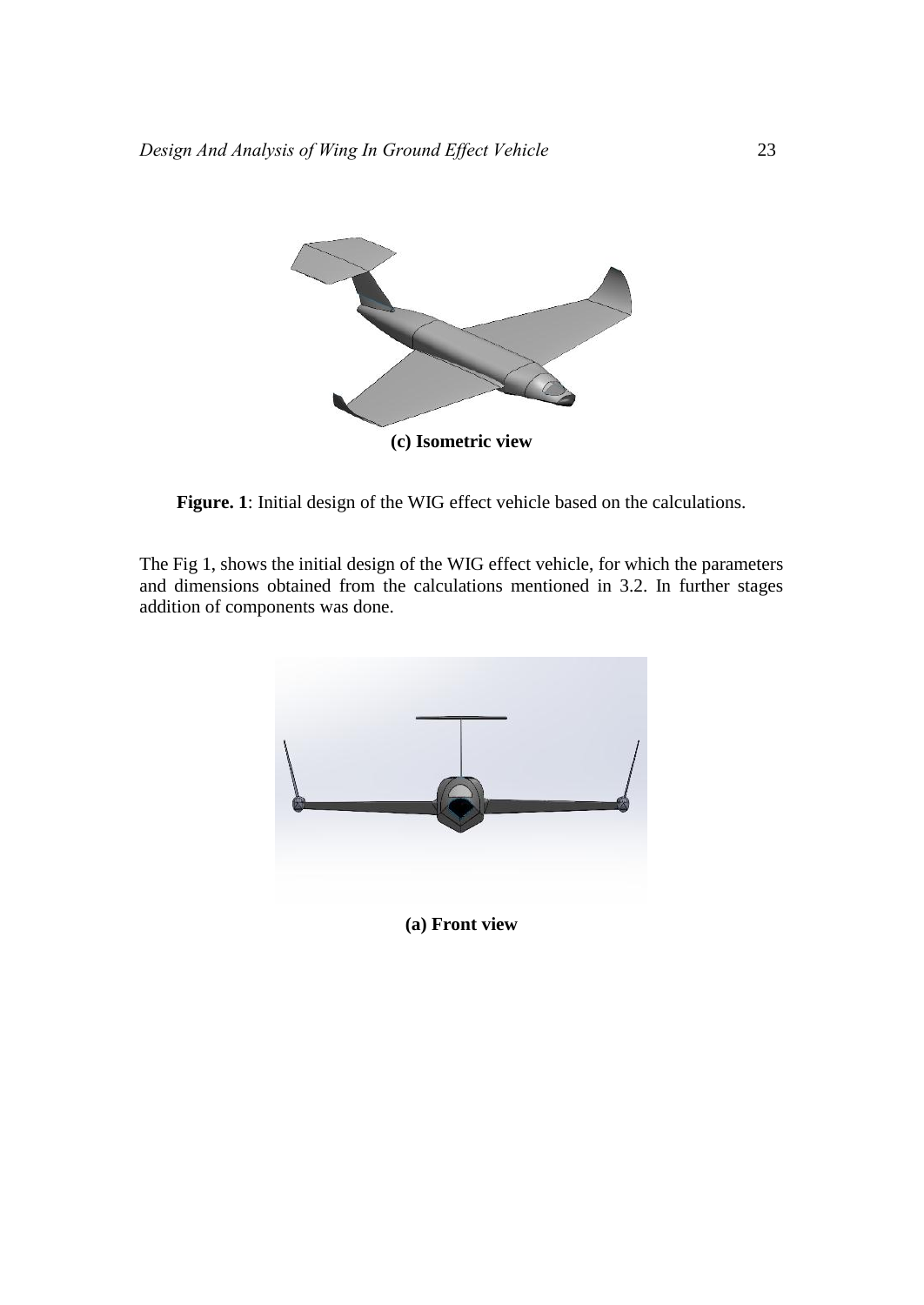**(c) Isometric view**

**Figure. 1**: Initial design of the WIG effect vehicle based on the calculations.

The Fig 1, shows the initial design of the WIG effect vehicle, for which the parameters and dimensions obtained from the calculations mentioned in 3.2. In further stages addition of components was done.

**(a) Front view**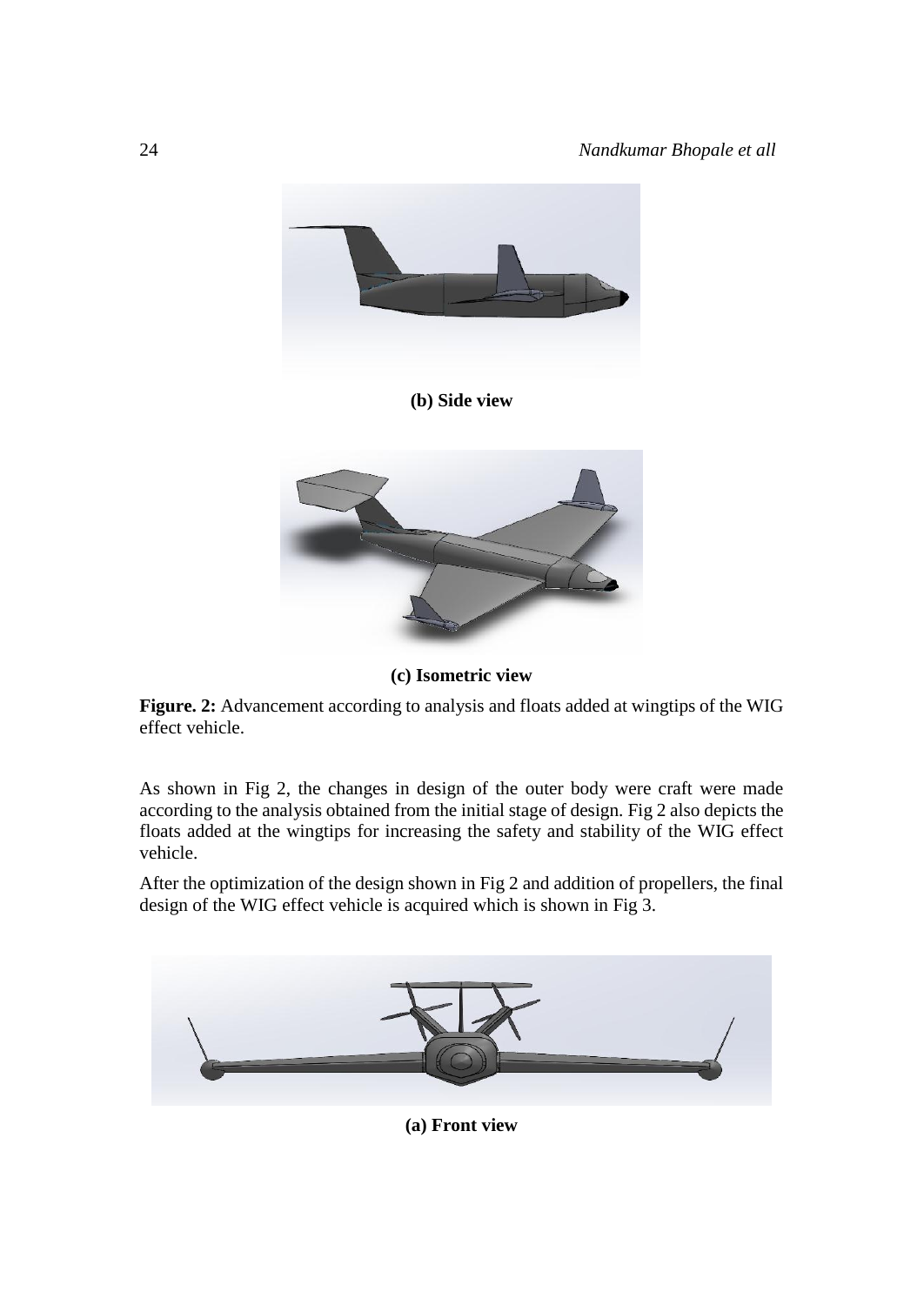**(b) Side view**

**(c) Isometric view**

**Figure. 2:** Advancement according to analysis and floats added at wingtips of the WIG effect vehicle.

As shown in Fig 2, the changes in design of the outer body were craft were made according to the analysis obtained from the initial stage of design. Fig 2 also depicts the floats added at the wingtips for increasing the safety and stability of the WIG effect vehicle.

After the optimization of the design shown in Fig 2 and addition of propellers, the final design of the WIG effect vehicle is acquired which is shown in Fig 3.

**(a) Front view**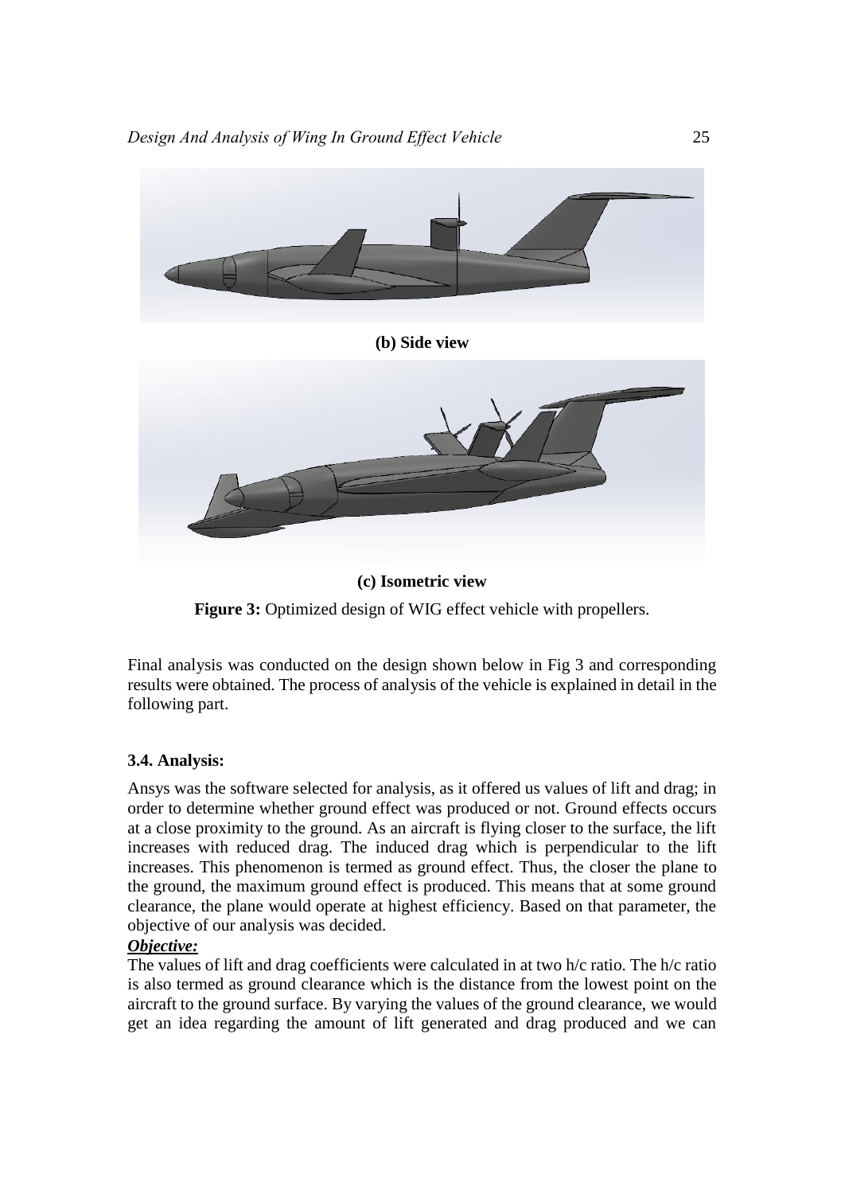(b) Side view

(c) Isometric view

**Figure 3:** Optimized design of WIG effect vehicle with propellers.

Final analysis was conducted on the design shown below in Fig 3 and corresponding results were obtained. The process of analysis of the vehicle is explained in detail in the following part.

### 3.4. Analysis:

Ansys was the software selected for analysis, as it offered us values of lift and drag; in order to determine whether ground effect was produced or not. Ground effects occurs at a close proximity to the ground. As an aircraft is flying closer to the surface, the lift increases with reduced drag. The induced drag which is perpendicular to the lift increases. This phenomenon is termed as ground effect. Thus, the closer the plane to the ground, the maximum ground effect is produced. This means that at some ground clearance, the plane would operate at highest efficiency. Based on that parameter, the objective of our analysis was decided.

***Objective:***

The values of lift and drag coefficients were calculated in at two h/c ratio. The h/c ratio is also termed as ground clearance which is the distance from the lowest point on the aircraft to the ground surface. By varying the values of the ground clearance, we would get an idea regarding the amount of lift generated and drag produced and we can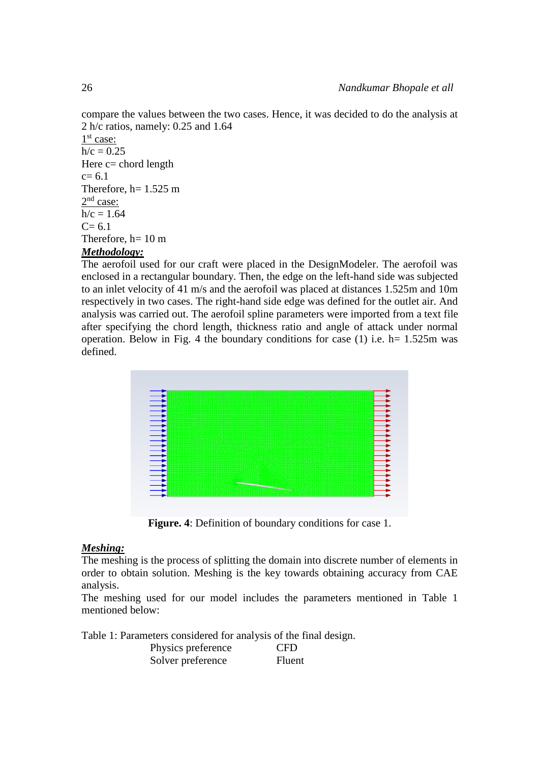compare the values between the two cases. Hence, it was decided to do the analysis at 2 h/c ratios, namely: 0.25 and 1.64

1[st] case:

h/c = 0.25

Here c= chord length

c= 6.1

Therefore, h= 1.525 m

2[nd] case:

h/c = 1.64

C= 6.1

Therefore, h= 10 m

***Methodology:***

The aerofoil used for our craft were placed in the DesignModeler. The aerofoil was enclosed in a rectangular boundary. Then, the edge on the left-hand side was subjected to an inlet velocity of 41 m/s and the aerofoil was placed at distances 1.525m and 10m respectively in two cases. The right-hand side edge was defined for the outlet air. And analysis was carried out. The aerofoil spline parameters were imported from a text file after specifying the chord length, thickness ratio and angle of attack under normal operation. Below in Fig. 4 the boundary conditions for case (1) i.e. h= 1.525m was defined.

**Figure. 4**: Definition of boundary conditions for case 1.

***Meshing:***

The meshing is the process of splitting the domain into discrete number of elements in order to obtain solution. Meshing is the key towards obtaining accuracy from CAE analysis.

The meshing used for our model includes the parameters mentioned in Table 1 mentioned below:

Table 1: Parameters considered for analysis of the final design.

| | |
|---|---|
| Physics preference | CFD |
| Solver preference | Fluent |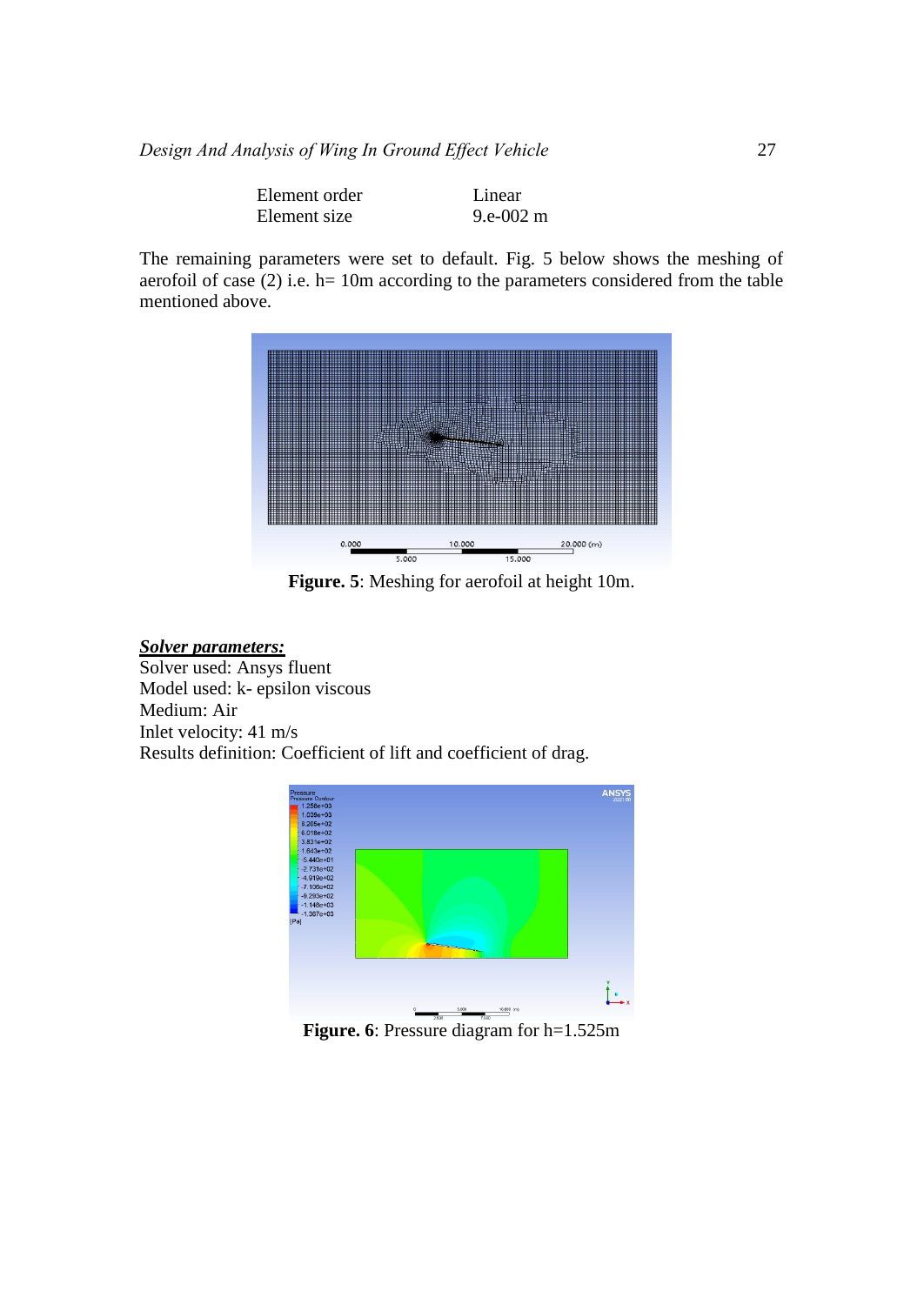| Element order | Linear |
| --- | --- |
| Element size | 9.e-002 m |

The remaining parameters were set to default. Fig. 5 below shows the meshing of aerofoil of case (2) i.e. h= 10m according to the parameters considered from the table mentioned above.

**Figure. 5**: Meshing for aerofoil at height 10m.

***Solver parameters:***

Solver used: Ansys fluent

Model used: k- epsilon viscous

Medium: Air

Inlet velocity: 41 m/s

Results definition: Coefficient of lift and coefficient of drag.

**Figure. 6**: Pressure diagram for h=1.525m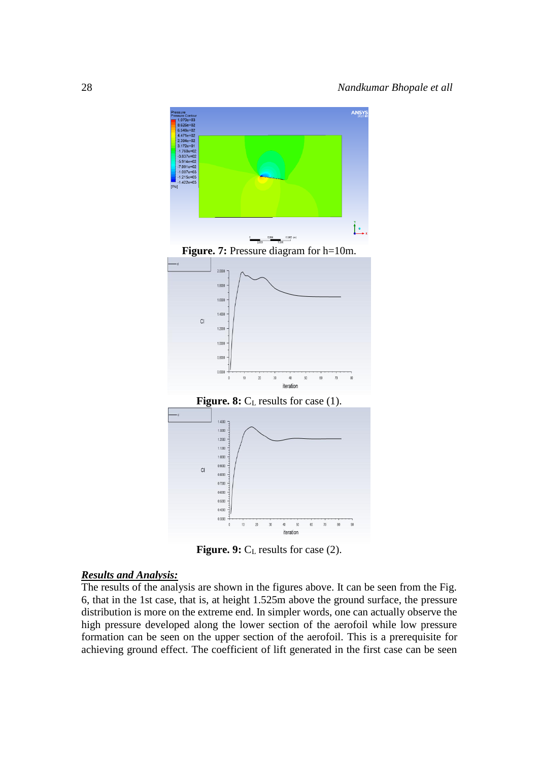**Figure. 7:** Pressure diagram for h=10m.

**Figure. 8:** $C_L$ results for case (1).

**Figure. 9:** $C_L$ results for case (2).

***Results and Analysis:***

The results of the analysis are shown in the figures above. It can be seen from the Fig. 6, that in the 1st case, that is, at height 1.525m above the ground surface, the pressure distribution is more on the extreme end. In simpler words, one can actually observe the high pressure developed along the lower section of the aerofoil while low pressure formation can be seen on the upper section of the aerofoil. This is a prerequisite for achieving ground effect. The coefficient of lift generated in the first case can be seen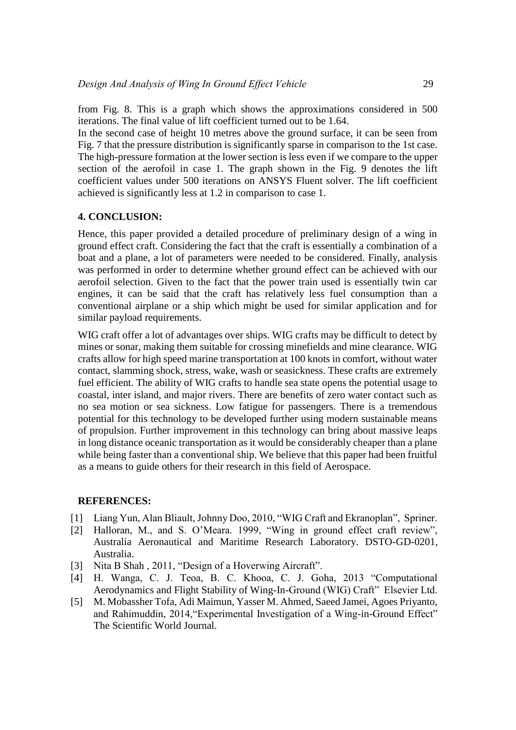from Fig. 8. This is a graph which shows the approximations considered in 500 iterations. The final value of lift coefficient turned out to be 1.64.

In the second case of height 10 metres above the ground surface, it can be seen from Fig. 7 that the pressure distribution is significantly sparse in comparison to the 1st case. The high-pressure formation at the lower section is less even if we compare to the upper section of the aerofoil in case 1. The graph shown in the Fig. 9 denotes the lift coefficient values under 500 iterations on ANSYS Fluent solver. The lift coefficient achieved is significantly less at 1.2 in comparison to case 1.

## 4. CONCLUSION:

Hence, this paper provided a detailed procedure of preliminary design of a wing in ground effect craft. Considering the fact that the craft is essentially a combination of a boat and a plane, a lot of parameters were needed to be considered. Finally, analysis was performed in order to determine whether ground effect can be achieved with our aerofoil selection. Given to the fact that the power train used is essentially twin car engines, it can be said that the craft has relatively less fuel consumption than a conventional airplane or a ship which might be used for similar application and for similar payload requirements.

WIG craft offer a lot of advantages over ships. WIG crafts may be difficult to detect by mines or sonar, making them suitable for crossing minefields and mine clearance. WIG crafts allow for high speed marine transportation at 100 knots in comfort, without water contact, slamming shock, stress, wake, wash or seasickness. These crafts are extremely fuel efficient. The ability of WIG crafts to handle sea state opens the potential usage to coastal, inter island, and major rivers. There are benefits of zero water contact such as no sea motion or sea sickness. Low fatigue for passengers. There is a tremendous potential for this technology to be developed further using modern sustainable means of propulsion. Further improvement in this technology can bring about massive leaps in long distance oceanic transportation as it would be considerably cheaper than a plane while being faster than a conventional ship. We believe that this paper had been fruitful as a means to guide others for their research in this field of Aerospace.

## REFERENCES:

[1] Liang Yun, Alan Bliault, Johnny Doo, 2010, "WIG Craft and Ekranoplan", Spriner.

[2] Halloran, M., and S. O'Meara. 1999, "Wing in ground effect craft review", Australia Aeronautical and Maritime Research Laboratory. DSTO-GD-0201, Australia.

[3] Nita B Shah , 2011, "Design of a Hoverwing Aircraft".

[4] H. Wanga, C. J. Teoa, B. C. Khooa, C. J. Goha, 2013 "Computational Aerodynamics and Flight Stability of Wing-In-Ground (WIG) Craft" Elsevier Ltd.

[5] M. Mobassher Tofa, Adi Maimun, Yasser M. Ahmed, Saeed Jamei, Agoes Priyanto, and Rahimuddin, 2014,"Experimental Investigation of a Wing-in-Ground Effect" The Scientific World Journal.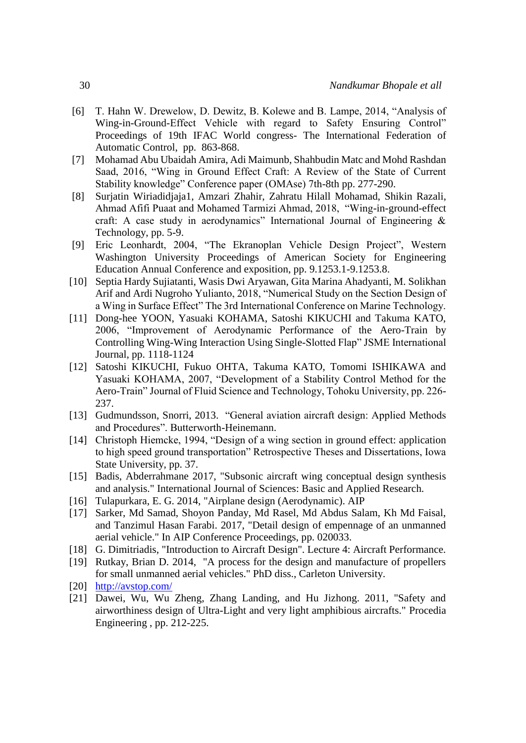[6] T. Hahn W. Drewelow, D. Dewitz, B. Kolewe and B. Lampe, 2014, "Analysis of Wing-in-Ground-Effect Vehicle with regard to Safety Ensuring Control" Proceedings of 19th IFAC World congress- The International Federation of Automatic Control, pp. 863-868.

[7] Mohamad Abu Ubaidah Amira, Adi Maimunb, Shahbudin Matc and Mohd Rashdan Saad, 2016, "Wing in Ground Effect Craft: A Review of the State of Current Stability knowledge" Conference paper (OMAse) 7th-8th pp. 277-290.

[8] Surjatin Wiriadidjaja1, Amzari Zhahir, Zahratu Hilall Mohamad, Shikin Razali, Ahmad Afifi Puaat and Mohamed Tarmizi Ahmad, 2018, "Wing-in-ground-effect craft: A case study in aerodynamics" International Journal of Engineering & Technology, pp. 5-9.

[9] Eric Leonhardt, 2004, "The Ekranoplan Vehicle Design Project", Western Washington University Proceedings of American Society for Engineering Education Annual Conference and exposition, pp. 9.1253.1-9.1253.8.

[10] Septia Hardy Sujiatanti, Wasis Dwi Aryawan, Gita Marina Ahadyanti, M. Solikhan Arif and Ardi Nugroho Yulianto, 2018, "Numerical Study on the Section Design of a Wing in Surface Effect" The 3rd International Conference on Marine Technology.

[11] Dong-hee YOON, Yasuaki KOHAMA, Satoshi KIKUCHI and Takuma KATO, 2006, "Improvement of Aerodynamic Performance of the Aero-Train by Controlling Wing-Wing Interaction Using Single-Slotted Flap" JSME International Journal, pp. 1118-1124

[12] Satoshi KIKUCHI, Fukuo OHTA, Takuma KATO, Tomomi ISHIKAWA and Yasuaki KOHAMA, 2007, "Development of a Stability Control Method for the Aero-Train" Journal of Fluid Science and Technology, Tohoku University, pp. 226-237.

[13] Gudmundsson, Snorri, 2013. "General aviation aircraft design: Applied Methods and Procedures". Butterworth-Heinemann.

[14] Christoph Hiemcke, 1994, "Design of a wing section in ground effect: application to high speed ground transportation" Retrospective Theses and Dissertations, Iowa State University, pp. 37.

[15] Badis, Abderrahmane 2017, "Subsonic aircraft wing conceptual design synthesis and analysis." International Journal of Sciences: Basic and Applied Research.

[16] Tulapurkara, E. G. 2014, "Airplane design (Aerodynamic). AIP

[17] Sarker, Md Samad, Shoyon Panday, Md Rasel, Md Abdus Salam, Kh Md Faisal, and Tanzimul Hasan Farabi. 2017, "Detail design of empennage of an unmanned aerial vehicle." In AIP Conference Proceedings, pp. 020033.

[18] G. Dimitriadis, "Introduction to Aircraft Design". Lecture 4: Aircraft Performance.

[19] Rutkay, Brian D. 2014, "A process for the design and manufacture of propellers for small unmanned aerial vehicles." PhD diss., Carleton University.

[20] http://avstop.com/

[21] Dawei, Wu, Wu Zheng, Zhang Landing, and Hu Jizhong. 2011, "Safety and airworthiness design of Ultra-Light and very light amphibious aircrafts." Procedia Engineering , pp. 212-225.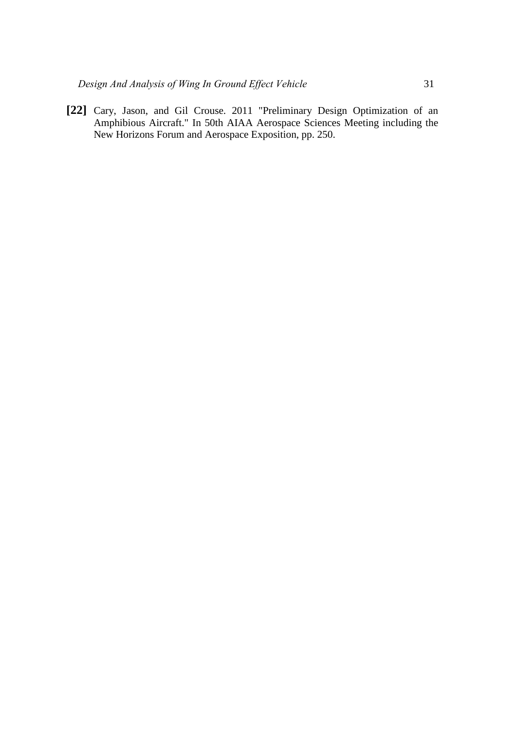**[22]** Cary, Jason, and Gil Crouse. 2011 "Preliminary Design Optimization of an Amphibious Aircraft." In 50th AIAA Aerospace Sciences Meeting including the New Horizons Forum and Aerospace Exposition, pp. 250.